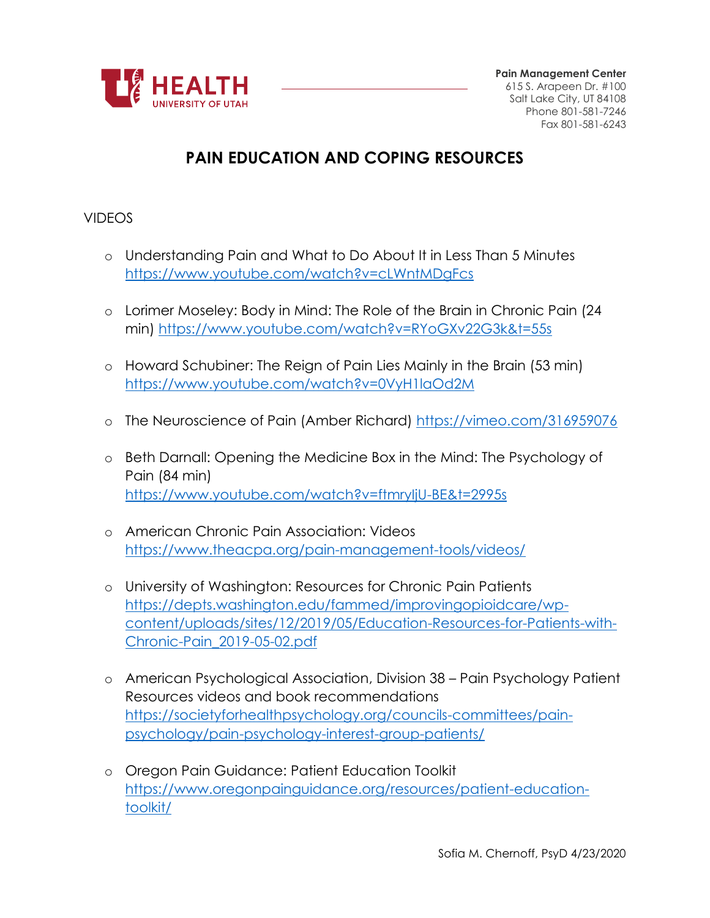Pain Management Center
615 S. Arapeen Dr. #100
Salt Lake City, UT 84108
Phone 801-581-7246
Fax 801-581-6243

# PAIN EDUCATION AND COPING RESOURCES

VIDEOS

- Understanding Pain and What to Do About It in Less Than 5 Minutes https://www.youtube.com/watch?v=cLWntMDgFcs

- Lorimer Moseley: Body in Mind: The Role of the Brain in Chronic Pain (24 min) https://www.youtube.com/watch?v=RYoGXv22G3k&t=55s

- Howard Schubiner: The Reign of Pain Lies Mainly in the Brain (53 min) https://www.youtube.com/watch?v=0VyH1laOd2M

- The Neuroscience of Pain (Amber Richard) https://vimeo.com/316959076

- Beth Darnall: Opening the Medicine Box in the Mind: The Psychology of Pain (84 min) https://www.youtube.com/watch?v=ftmryljU-BE&t=2995s

- American Chronic Pain Association: Videos https://www.theacpa.org/pain-management-tools/videos/

- University of Washington: Resources for Chronic Pain Patients https://depts.washington.edu/fammed/improvingopioidcare/wp-content/uploads/sites/12/2019/05/Education-Resources-for-Patients-with-Chronic-Pain_2019-05-02.pdf

- American Psychological Association, Division 38 – Pain Psychology Patient Resources videos and book recommendations https://societyforhealthpsychology.org/councils-committees/pain-psychology/pain-psychology-interest-group-patients/

- Oregon Pain Guidance: Patient Education Toolkit https://www.oregonpainguidance.org/resources/patient-education-toolkit/

Sofia M. Chernoff, PsyD 4/23/2020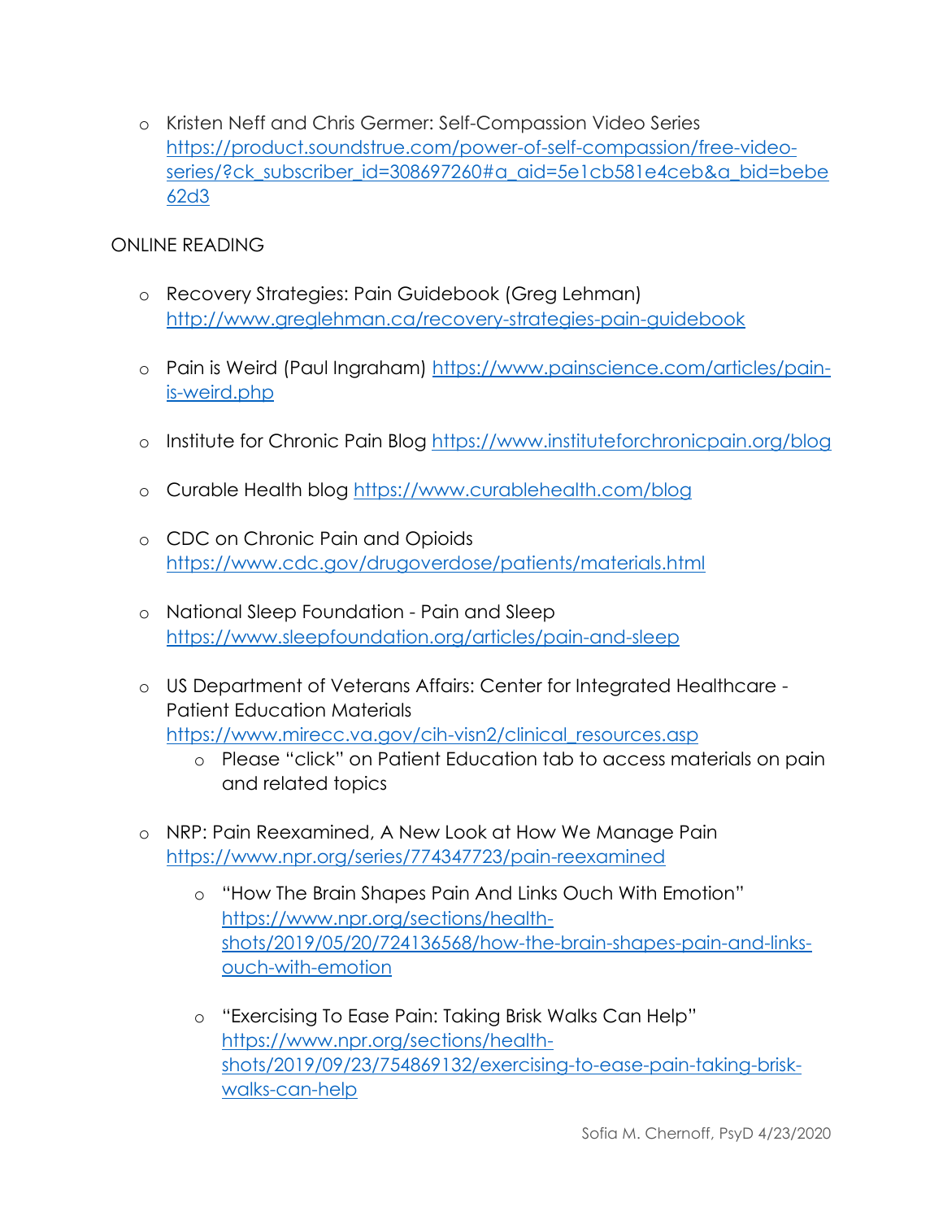- Kristen Neff and Chris Germer: Self-Compassion Video Series [https://product.soundstrue.com/power-of-self-compassion/free-video-series/?ck_subscriber_id=308697260#a_aid=5e1cb581e4ceb&a_bid=bebe62d3](https://product.soundstrue.com/power-of-self-compassion/free-video-series/?ck_subscriber_id=308697260#a_aid=5e1cb581e4ceb&a_bid=bebe62d3)

ONLINE READING

- Recovery Strategies: Pain Guidebook (Greg Lehman) [http://www.greglehman.ca/recovery-strategies-pain-guidebook](http://www.greglehman.ca/recovery-strategies-pain-guidebook)

- Pain is Weird (Paul Ingraham) [https://www.painscience.com/articles/pain-is-weird.php](https://www.painscience.com/articles/pain-is-weird.php)

- Institute for Chronic Pain Blog [https://www.instituteforchronicpain.org/blog](https://www.instituteforchronicpain.org/blog)

- Curable Health blog [https://www.curablehealth.com/blog](https://www.curablehealth.com/blog)

- CDC on Chronic Pain and Opioids [https://www.cdc.gov/drugoverdose/patients/materials.html](https://www.cdc.gov/drugoverdose/patients/materials.html)

- National Sleep Foundation - Pain and Sleep [https://www.sleepfoundation.org/articles/pain-and-sleep](https://www.sleepfoundation.org/articles/pain-and-sleep)

- US Department of Veterans Affairs: Center for Integrated Healthcare - Patient Education Materials [https://www.mirecc.va.gov/cih-visn2/clinical_resources.asp](https://www.mirecc.va.gov/cih-visn2/clinical_resources.asp)
  - Please "click" on Patient Education tab to access materials on pain and related topics

- NRP: Pain Reexamined, A New Look at How We Manage Pain [https://www.npr.org/series/774347723/pain-reexamined](https://www.npr.org/series/774347723/pain-reexamined)

  - "How The Brain Shapes Pain And Links Ouch With Emotion" [https://www.npr.org/sections/health-shots/2019/05/20/724136568/how-the-brain-shapes-pain-and-links-ouch-with-emotion](https://www.npr.org/sections/health-shots/2019/05/20/724136568/how-the-brain-shapes-pain-and-links-ouch-with-emotion)

  - "Exercising To Ease Pain: Taking Brisk Walks Can Help" [https://www.npr.org/sections/health-shots/2019/09/23/754869132/exercising-to-ease-pain-taking-brisk-walks-can-help](https://www.npr.org/sections/health-shots/2019/09/23/754869132/exercising-to-ease-pain-taking-brisk-walks-can-help)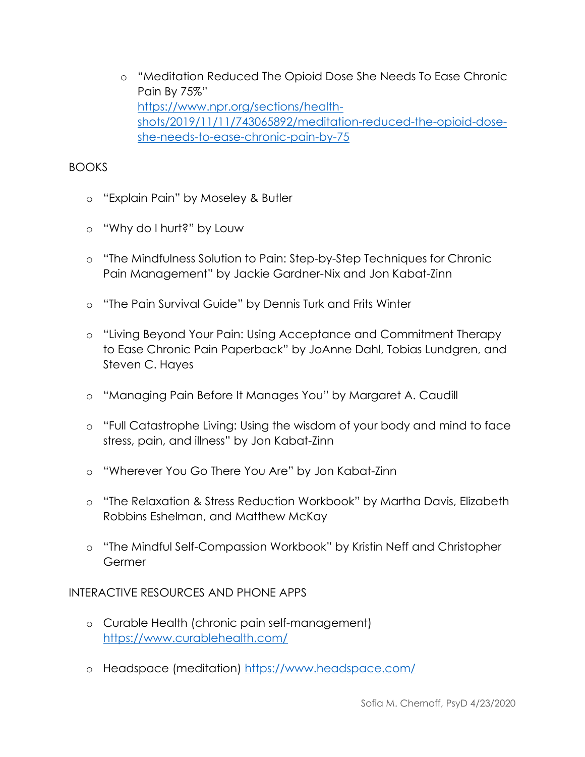- "Meditation Reduced The Opioid Dose She Needs To Ease Chronic Pain By 75%" [https://www.npr.org/sections/health-shots/2019/11/11/743065892/meditation-reduced-the-opioid-dose-she-needs-to-ease-chronic-pain-by-75](https://www.npr.org/sections/health-shots/2019/11/11/743065892/meditation-reduced-the-opioid-dose-she-needs-to-ease-chronic-pain-by-75)

BOOKS

- "Explain Pain" by Moseley & Butler
- "Why do I hurt?" by Louw
- "The Mindfulness Solution to Pain: Step-by-Step Techniques for Chronic Pain Management" by Jackie Gardner-Nix and Jon Kabat-Zinn
- "The Pain Survival Guide" by Dennis Turk and Frits Winter
- "Living Beyond Your Pain: Using Acceptance and Commitment Therapy to Ease Chronic Pain Paperback" by JoAnne Dahl, Tobias Lundgren, and Steven C. Hayes
- "Managing Pain Before It Manages You" by Margaret A. Caudill
- "Full Catastrophe Living: Using the wisdom of your body and mind to face stress, pain, and illness" by Jon Kabat-Zinn
- "Wherever You Go There You Are" by Jon Kabat-Zinn
- "The Relaxation & Stress Reduction Workbook" by Martha Davis, Elizabeth Robbins Eshelman, and Matthew McKay
- "The Mindful Self-Compassion Workbook" by Kristin Neff and Christopher Germer

INTERACTIVE RESOURCES AND PHONE APPS

- Curable Health (chronic pain self-management) [https://www.curablehealth.com/](https://www.curablehealth.com/)
- Headspace (meditation) [https://www.headspace.com/](https://www.headspace.com/)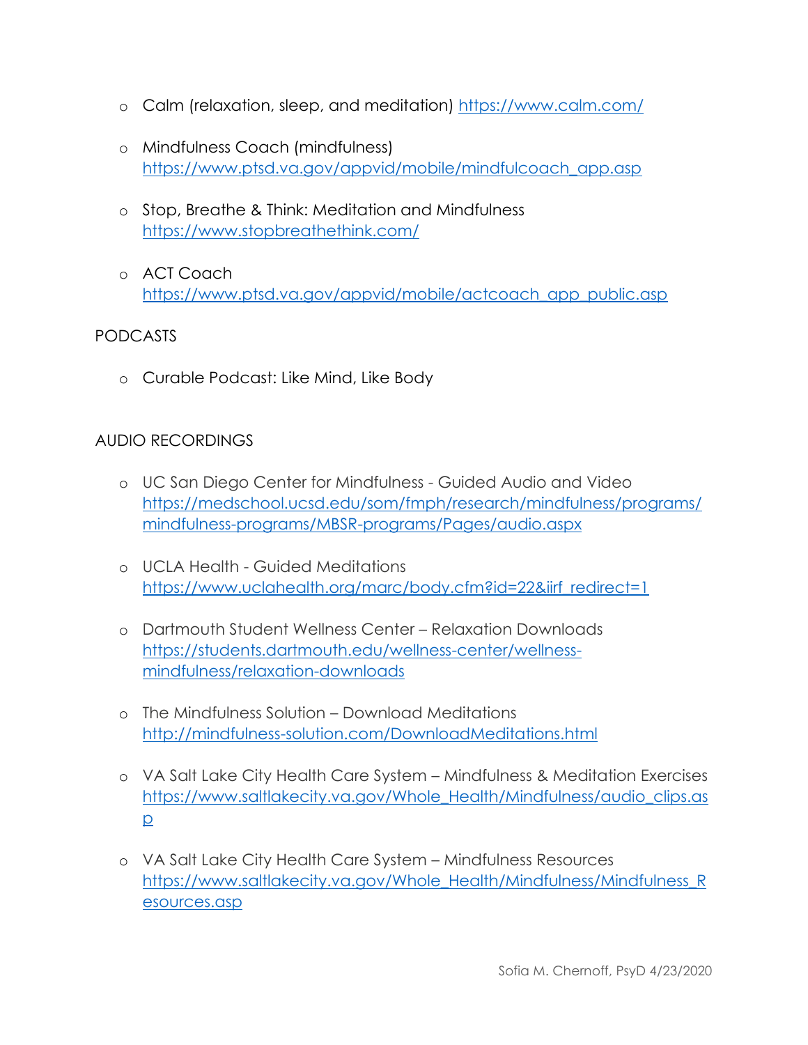- Calm (relaxation, sleep, and meditation) https://www.calm.com/

- Mindfulness Coach (mindfulness)
  https://www.ptsd.va.gov/appvid/mobile/mindfulcoach_app.asp

- Stop, Breathe & Think: Meditation and Mindfulness
  https://www.stopbreathethink.com/

- ACT Coach
  https://www.ptsd.va.gov/appvid/mobile/actcoach_app_public.asp

PODCASTS

- Curable Podcast: Like Mind, Like Body

AUDIO RECORDINGS

- UC San Diego Center for Mindfulness - Guided Audio and Video
  https://medschool.ucsd.edu/som/fmph/research/mindfulness/programs/mindfulness-programs/MBSR-programs/Pages/audio.aspx

- UCLA Health - Guided Meditations
  https://www.uclahealth.org/marc/body.cfm?id=22&iirf_redirect=1

- Dartmouth Student Wellness Center – Relaxation Downloads
  https://students.dartmouth.edu/wellness-center/wellness-mindfulness/relaxation-downloads

- The Mindfulness Solution – Download Meditations
  http://mindfulness-solution.com/DownloadMeditations.html

- VA Salt Lake City Health Care System – Mindfulness & Meditation Exercises
  https://www.saltlakecity.va.gov/Whole_Health/Mindfulness/audio_clips.asp

- VA Salt Lake City Health Care System – Mindfulness Resources
  https://www.saltlakecity.va.gov/Whole_Health/Mindfulness/Mindfulness_Resources.asp

Sofia M. Chernoff, PsyD 4/23/2020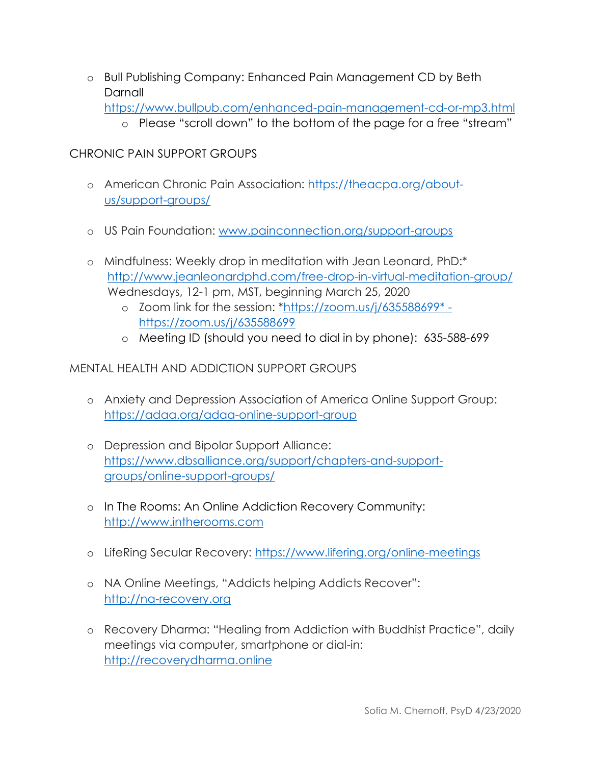- Bull Publishing Company: Enhanced Pain Management CD by Beth Darnall [https://www.bullpub.com/enhanced-pain-management-cd-or-mp3.html](https://www.bullpub.com/enhanced-pain-management-cd-or-mp3.html)
  - Please "scroll down" to the bottom of the page for a free "stream"

## CHRONIC PAIN SUPPORT GROUPS

- American Chronic Pain Association: [https://theacpa.org/about-us/support-groups/](https://theacpa.org/about-us/support-groups/)

- US Pain Foundation: [www.painconnection.org/support-groups](www.painconnection.org/support-groups)

- Mindfulness: Weekly drop in meditation with Jean Leonard, PhD:* [http://www.jeanleonardphd.com/free-drop-in-virtual-meditation-group/](http://www.jeanleonardphd.com/free-drop-in-virtual-meditation-group/) Wednesdays, 12-1 pm, MST, beginning March 25, 2020
  - Zoom link for the session: *https://zoom.us/j/635588699* - [https://zoom.us/j/635588699](https://zoom.us/j/635588699)
  - Meeting ID (should you need to dial in by phone): 635-588-699

## MENTAL HEALTH AND ADDICTION SUPPORT GROUPS

- Anxiety and Depression Association of America Online Support Group: [https://adaa.org/adaa-online-support-group](https://adaa.org/adaa-online-support-group)

- Depression and Bipolar Support Alliance: [https://www.dbsalliance.org/support/chapters-and-support-groups/online-support-groups/](https://www.dbsalliance.org/support/chapters-and-support-groups/online-support-groups/)

- In The Rooms: An Online Addiction Recovery Community: [http://www.intherooms.com](http://www.intherooms.com)

- LifeRing Secular Recovery: [https://www.lifering.org/online-meetings](https://www.lifering.org/online-meetings)

- NA Online Meetings, "Addicts helping Addicts Recover": [http://na-recovery.org](http://na-recovery.org)

- Recovery Dharma: "Healing from Addiction with Buddhist Practice", daily meetings via computer, smartphone or dial-in: [http://recoverydharma.online](http://recoverydharma.online)

Sofia M. Chernoff, PsyD 4/23/2020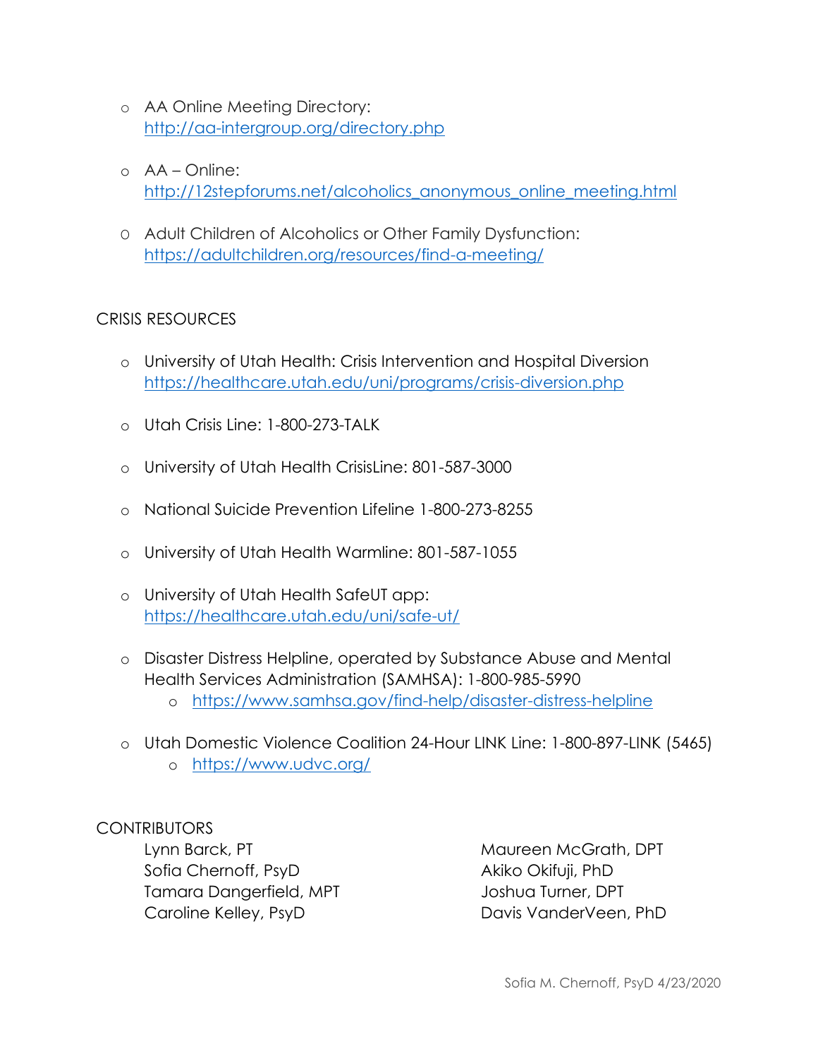- AA Online Meeting Directory: http://aa-intergroup.org/directory.php

- AA – Online: http://12stepforums.net/alcoholics_anonymous_online_meeting.html

- Adult Children of Alcoholics or Other Family Dysfunction: https://adultchildren.org/resources/find-a-meeting/

CRISIS RESOURCES

- University of Utah Health: Crisis Intervention and Hospital Diversion https://healthcare.utah.edu/uni/programs/crisis-diversion.php

- Utah Crisis Line: 1-800-273-TALK

- University of Utah Health CrisisLine: 801-587-3000

- National Suicide Prevention Lifeline 1-800-273-8255

- University of Utah Health Warmline: 801-587-1055

- University of Utah Health SafeUT app: https://healthcare.utah.edu/uni/safe-ut/

- Disaster Distress Helpline, operated by Substance Abuse and Mental Health Services Administration (SAMHSA): 1-800-985-5990
  - https://www.samhsa.gov/find-help/disaster-distress-helpline

- Utah Domestic Violence Coalition 24-Hour LINK Line: 1-800-897-LINK (5465)
  - https://www.udvc.org/

CONTRIBUTORS

Lynn Barck, PT
Sofia Chernoff, PsyD
Tamara Dangerfield, MPT
Caroline Kelley, PsyD
Maureen McGrath, DPT
Akiko Okifuji, PhD
Joshua Turner, DPT
Davis VanderVeen, PhD

Sofia M. Chernoff, PsyD 4/23/2020